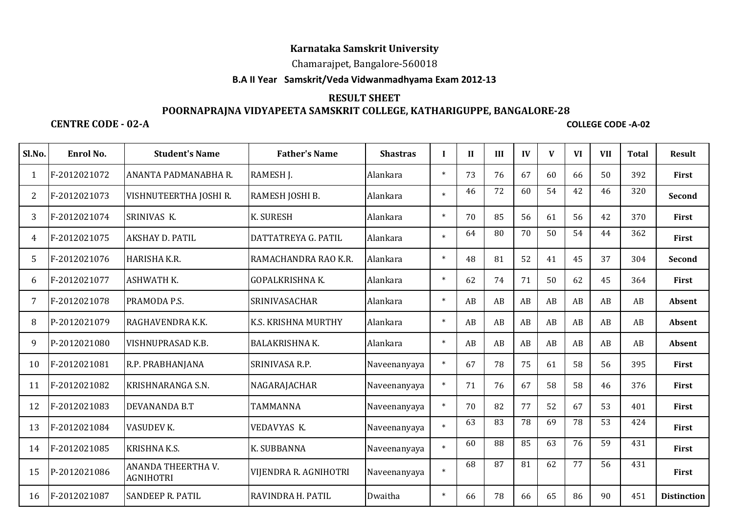**Karnataka Samskrit University**

Chamarajpet, Bangalore-560018

**B.A II Year Samskrit/Veda Vidwanmadhyama Exam 2012-13**

**RESULT SHEET**

**POORNAPRAJNA VIDYAPEETA SAMSKRIT COLLEGE, KATHARIGUPPE, BANGALORE-28**

**CENTRE CODE - 02-A** **COLLEGE CODE -A-02**

| Sl.No. | Enrol No. | Student's Name | Father's Name | Shastras | I | II | III | IV | V | VI | VII | Total | Result |
|---|---|---|---|---|---|---|---|---|---|---|---|---|---|
| 1 | F-2012021072 | ANANTA PADMANABHA R. | RAMESH J. | Alankara | * | 73 | 76 | 67 | 60 | 66 | 50 | 392 | **First** |
| 2 | F-2012021073 | VISHNUTEERTHA JOSHI R. | RAMESH JOSHI B. | Alankara | * | 46 | 72 | 60 | 54 | 42 | 46 | 320 | **Second** |
| 3 | F-2012021074 | SRINIVAS K. | K. SURESH | Alankara | * | 70 | 85 | 56 | 61 | 56 | 42 | 370 | **First** |
| 4 | F-2012021075 | AKSHAY D. PATIL | DATTATREYA G. PATIL | Alankara | * | 64 | 80 | 70 | 50 | 54 | 44 | 362 | **First** |
| 5 | F-2012021076 | HARISHA K.R. | RAMACHANDRA RAO K.R. | Alankara | * | 48 | 81 | 52 | 41 | 45 | 37 | 304 | **Second** |
| 6 | F-2012021077 | ASHWATH K. | GOPALKRISHNA K. | Alankara | * | 62 | 74 | 71 | 50 | 62 | 45 | 364 | **First** |
| 7 | F-2012021078 | PRAMODA P.S. | SRINIVASACHAR | Alankara | * | AB | AB | AB | AB | AB | AB | AB | **Absent** |
| 8 | P-2012021079 | RAGHAVENDRA K.K. | K.S. KRISHNA MURTHY | Alankara | * | AB | AB | AB | AB | AB | AB | AB | **Absent** |
| 9 | P-2012021080 | VISHNUPRASAD K.B. | BALAKRISHNA K. | Alankara | * | AB | AB | AB | AB | AB | AB | AB | **Absent** |
| 10 | F-2012021081 | R.P. PRABHANJANA | SRINIVASA R.P. | Naveenanyaya | * | 67 | 78 | 75 | 61 | 58 | 56 | 395 | **First** |
| 11 | F-2012021082 | KRISHNARANGA S.N. | NAGARAJACHAR | Naveenanyaya | * | 71 | 76 | 67 | 58 | 58 | 46 | 376 | **First** |
| 12 | F-2012021083 | DEVANANDA B.T | TAMMANNA | Naveenanyaya | * | 70 | 82 | 77 | 52 | 67 | 53 | 401 | **First** |
| 13 | F-2012021084 | VASUDEV K. | VEDAVYAS K. | Naveenanyaya | * | 63 | 83 | 78 | 69 | 78 | 53 | 424 | **First** |
| 14 | F-2012021085 | KRISHNA K.S. | K. SUBBANNA | Naveenanyaya | * | 60 | 88 | 85 | 63 | 76 | 59 | 431 | **First** |
| 15 | P-2012021086 | ANANDA THEERTHA V. AGNIHOTRI | VIJENDRA R. AGNIHOTRI | Naveenanyaya | * | 68 | 87 | 81 | 62 | 77 | 56 | 431 | **First** |
| 16 | F-2012021087 | SANDEEP R. PATIL | RAVINDRA H. PATIL | Dwaitha | * | 66 | 78 | 66 | 65 | 86 | 90 | 451 | **Distinction** |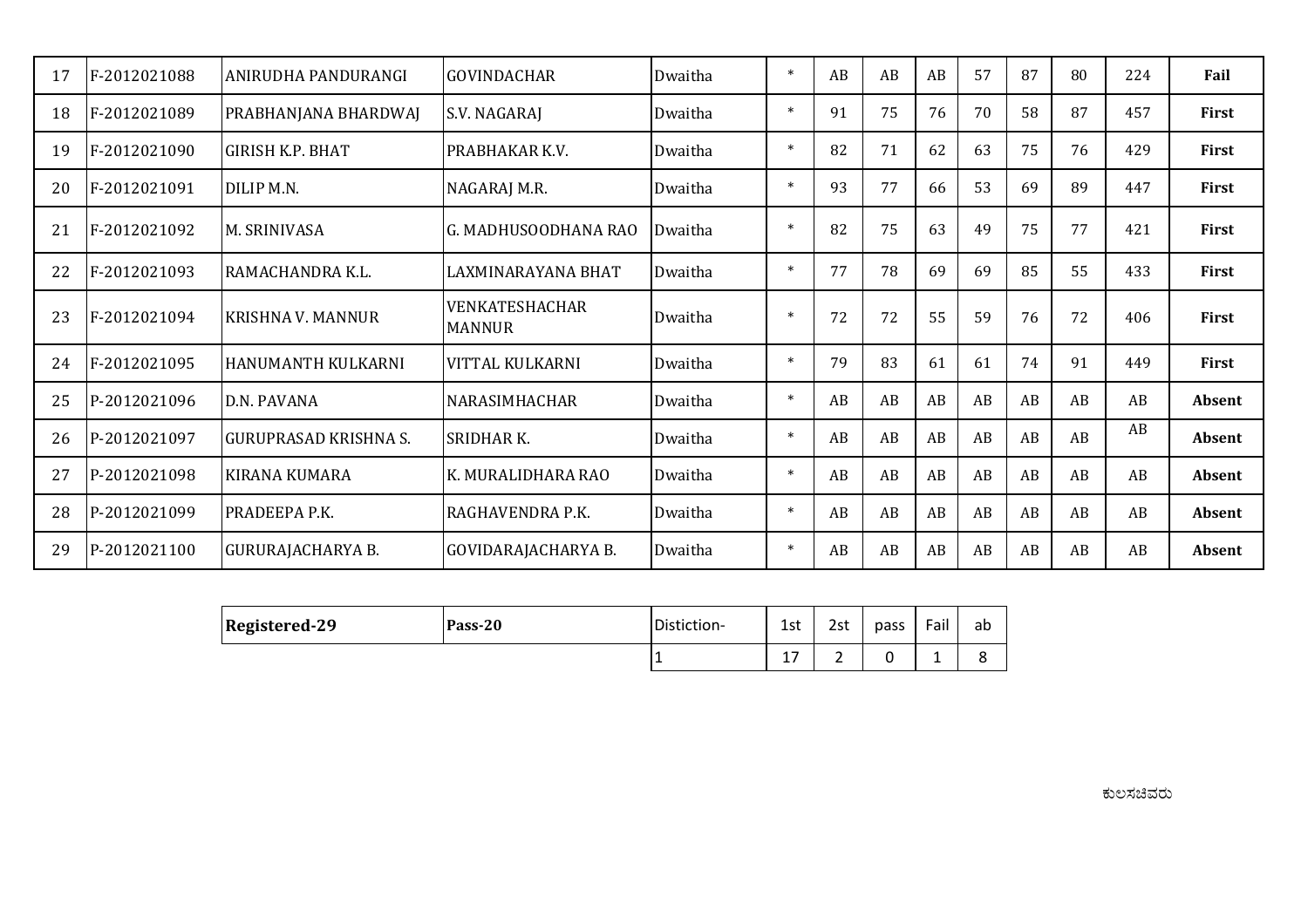| | | | | | | | | | | | | | |
|---|---|---|---|---|---|---|---|---|---|---|---|---|---|
| 17 | F-2012021088 | ANIRUDHA PANDURANGI | GOVINDACHAR | Dwaitha | * | AB | AB | AB | 57 | 87 | 80 | 224 | **Fail** |
| 18 | F-2012021089 | PRABHANJANA BHARDWAJ | S.V. NAGARAJ | Dwaitha | * | 91 | 75 | 76 | 70 | 58 | 87 | 457 | **First** |
| 19 | F-2012021090 | GIRISH K.P. BHAT | PRABHAKAR K.V. | Dwaitha | * | 82 | 71 | 62 | 63 | 75 | 76 | 429 | **First** |
| 20 | F-2012021091 | DILIP M.N. | NAGARAJ M.R. | Dwaitha | * | 93 | 77 | 66 | 53 | 69 | 89 | 447 | **First** |
| 21 | F-2012021092 | M. SRINIVASA | G. MADHUSOODHANA RAO | Dwaitha | * | 82 | 75 | 63 | 49 | 75 | 77 | 421 | **First** |
| 22 | F-2012021093 | RAMACHANDRA K.L. | LAXMINARAYANA BHAT | Dwaitha | * | 77 | 78 | 69 | 69 | 85 | 55 | 433 | **First** |
| 23 | F-2012021094 | KRISHNA V. MANNUR | VENKATESHACHAR MANNUR | Dwaitha | * | 72 | 72 | 55 | 59 | 76 | 72 | 406 | **First** |
| 24 | F-2012021095 | HANUMANTH KULKARNI | VITTAL KULKARNI | Dwaitha | * | 79 | 83 | 61 | 61 | 74 | 91 | 449 | **First** |
| 25 | P-2012021096 | D.N. PAVANA | NARASIMHACHAR | Dwaitha | * | AB | AB | AB | AB | AB | AB | AB | **Absent** |
| 26 | P-2012021097 | GURUPRASAD KRISHNA S. | SRIDHAR K. | Dwaitha | * | AB | AB | AB | AB | AB | AB | AB | **Absent** |
| 27 | P-2012021098 | KIRANA KUMARA | K. MURALIDHARA RAO | Dwaitha | * | AB | AB | AB | AB | AB | AB | AB | **Absent** |
| 28 | P-2012021099 | PRADEEPA P.K. | RAGHAVENDRA P.K. | Dwaitha | * | AB | AB | AB | AB | AB | AB | AB | **Absent** |
| 29 | P-2012021100 | GURURAJACHARYA B. | GOVIDARAJACHARYA B. | Dwaitha | * | AB | AB | AB | AB | AB | AB | AB | **Absent** |

| **Registered-29** | **Pass-20** | Distiction- | 1st | 2st | pass | Fail | ab |
|---|---|---|---|---|---|---|---|
| | | 1 | 17 | 2 | 0 | 1 | 8 |

ಕುಲಸಚಿವರು